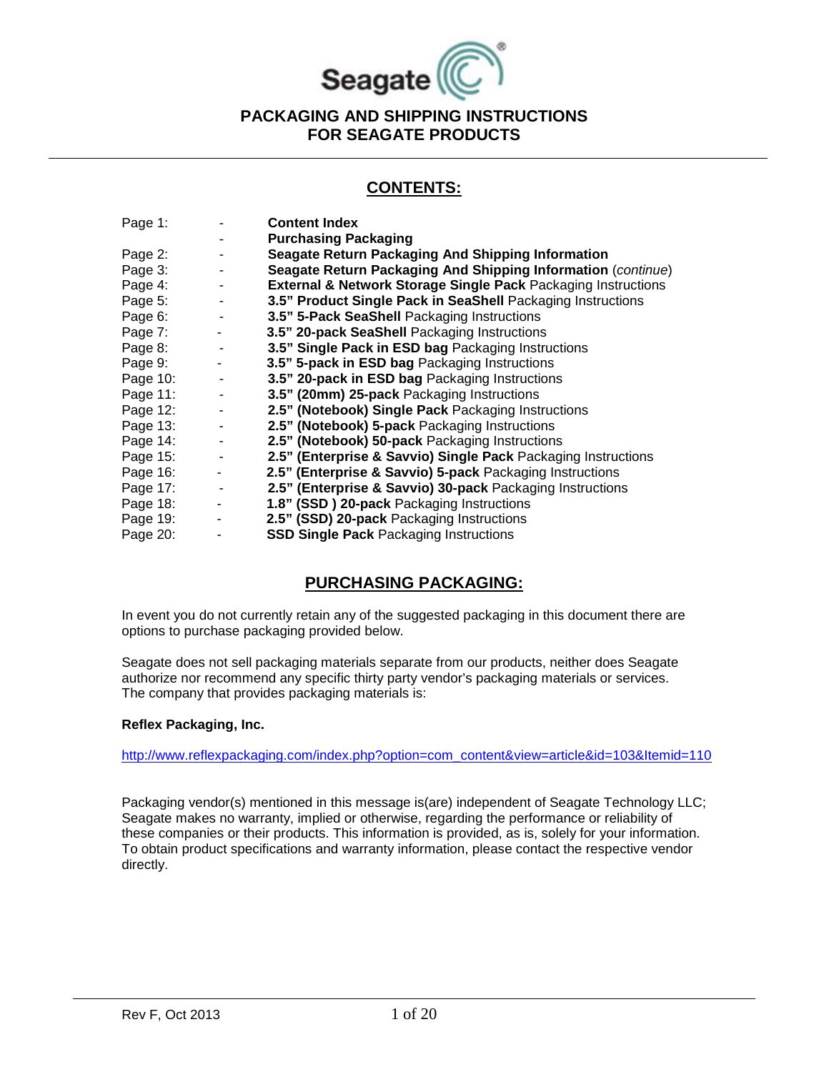Seagate

# PACKAGING AND SHIPPING INSTRUCTIONS FOR SEAGATE PRODUCTS

## CONTENTS:

| | | |
|---|---|---|
| Page 1: | - | **Content Index** |
| | - | **Purchasing Packaging** |
| Page 2: | - | **Seagate Return Packaging And Shipping Information** |
| Page 3: | - | **Seagate Return Packaging And Shipping Information** (*continue*) |
| Page 4: | - | **External & Network Storage Single Pack** Packaging Instructions |
| Page 5: | - | **3.5" Product Single Pack in SeaShell** Packaging Instructions |
| Page 6: | - | **3.5" 5-Pack SeaShell** Packaging Instructions |
| Page 7: | - | **3.5" 20-pack SeaShell** Packaging Instructions |
| Page 8: | - | **3.5" Single Pack in ESD bag** Packaging Instructions |
| Page 9: | - | **3.5" 5-pack in ESD bag** Packaging Instructions |
| Page 10: | - | **3.5" 20-pack in ESD bag** Packaging Instructions |
| Page 11: | - | **3.5" (20mm) 25-pack** Packaging Instructions |
| Page 12: | - | **2.5" (Notebook) Single Pack** Packaging Instructions |
| Page 13: | - | **2.5" (Notebook) 5-pack** Packaging Instructions |
| Page 14: | - | **2.5" (Notebook) 50-pack** Packaging Instructions |
| Page 15: | - | **2.5" (Enterprise & Savvio) Single Pack** Packaging Instructions |
| Page 16: | - | **2.5" (Enterprise & Savvio) 5-pack** Packaging Instructions |
| Page 17: | - | **2.5" (Enterprise & Savvio) 30-pack** Packaging Instructions |
| Page 18: | - | **1.8" (SSD ) 20-pack** Packaging Instructions |
| Page 19: | - | **2.5" (SSD) 20-pack** Packaging Instructions |
| Page 20: | - | **SSD Single Pack** Packaging Instructions |

## PURCHASING PACKAGING:

In event you do not currently retain any of the suggested packaging in this document there are options to purchase packaging provided below.

Seagate does not sell packaging materials separate from our products, neither does Seagate authorize nor recommend any specific thirty party vendor's packaging materials or services. The company that provides packaging materials is:

**Reflex Packaging, Inc.**

http://www.reflexpackaging.com/index.php?option=com_content&view=article&id=103&Itemid=110

Packaging vendor(s) mentioned in this message is(are) independent of Seagate Technology LLC; Seagate makes no warranty, implied or otherwise, regarding the performance or reliability of these companies or their products. This information is provided, as is, solely for your information. To obtain product specifications and warranty information, please contact the respective vendor directly.

Rev F, Oct 2013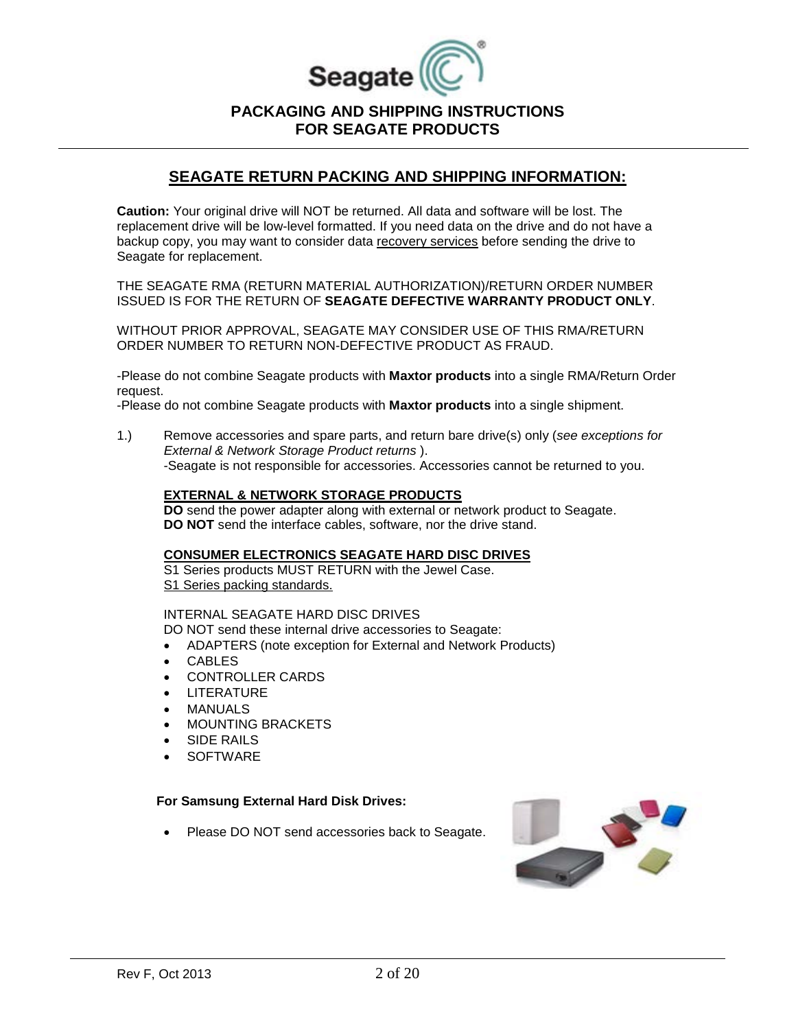# PACKAGING AND SHIPPING INSTRUCTIONS FOR SEAGATE PRODUCTS

## SEAGATE RETURN PACKING AND SHIPPING INFORMATION:

**Caution:** Your original drive will NOT be returned. All data and software will be lost. The replacement drive will be low-level formatted. If you need data on the drive and do not have a backup copy, you may want to consider data recovery services before sending the drive to Seagate for replacement.

THE SEAGATE RMA (RETURN MATERIAL AUTHORIZATION)/RETURN ORDER NUMBER ISSUED IS FOR THE RETURN OF **SEAGATE DEFECTIVE WARRANTY PRODUCT ONLY**.

WITHOUT PRIOR APPROVAL, SEAGATE MAY CONSIDER USE OF THIS RMA/RETURN ORDER NUMBER TO RETURN NON-DEFECTIVE PRODUCT AS FRAUD.

-Please do not combine Seagate products with **Maxtor products** into a single RMA/Return Order request.
-Please do not combine Seagate products with **Maxtor products** into a single shipment.

1.) Remove accessories and spare parts, and return bare drive(s) only (*see exceptions for External & Network Storage Product returns* ).
-Seagate is not responsible for accessories. Accessories cannot be returned to you.

**EXTERNAL & NETWORK STORAGE PRODUCTS**

**DO** send the power adapter along with external or network product to Seagate.
**DO NOT** send the interface cables, software, nor the drive stand.

**CONSUMER ELECTRONICS SEAGATE HARD DISC DRIVES**

S1 Series products MUST RETURN with the Jewel Case.
S1 Series packing standards.

INTERNAL SEAGATE HARD DISC DRIVES
DO NOT send these internal drive accessories to Seagate:

- ADAPTERS (note exception for External and Network Products)
- CABLES
- CONTROLLER CARDS
- LITERATURE
- MANUALS
- MOUNTING BRACKETS
- SIDE RAILS
- SOFTWARE

**For Samsung External Hard Disk Drives:**

- Please DO NOT send accessories back to Seagate.

Rev F, Oct 2013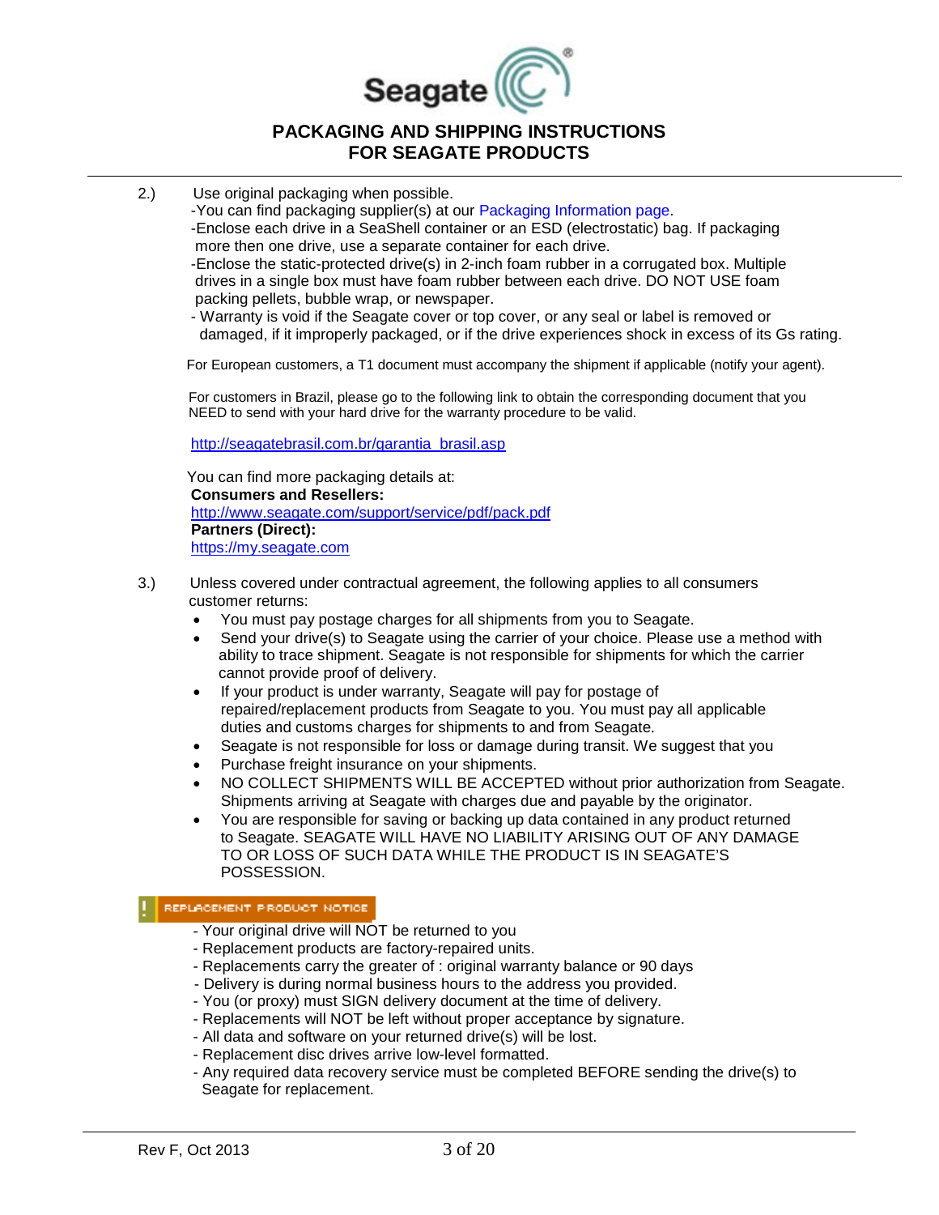# PACKAGING AND SHIPPING INSTRUCTIONS FOR SEAGATE PRODUCTS

2.) Use original packaging when possible.
- You can find packaging supplier(s) at our Packaging Information page.
- Enclose each drive in a SeaShell container or an ESD (electrostatic) bag. If packaging more then one drive, use a separate container for each drive.
- Enclose the static-protected drive(s) in 2-inch foam rubber in a corrugated box. Multiple drives in a single box must have foam rubber between each drive. DO NOT USE foam packing pellets, bubble wrap, or newspaper.
- Warranty is void if the Seagate cover or top cover, or any seal or label is removed or damaged, if it improperly packaged, or if the drive experiences shock in excess of its Gs rating.

For European customers, a T1 document must accompany the shipment if applicable (notify your agent).

For customers in Brazil, please go to the following link to obtain the corresponding document that you NEED to send with your hard drive for the warranty procedure to be valid.

http://seagatebrasil.com.br/garantia_brasil.asp

You can find more packaging details at:
**Consumers and Resellers:**
http://www.seagate.com/support/service/pdf/pack.pdf
**Partners (Direct):**
https://my.seagate.com

3.) Unless covered under contractual agreement, the following applies to all consumers customer returns:

- You must pay postage charges for all shipments from you to Seagate.
- Send your drive(s) to Seagate using the carrier of your choice. Please use a method with ability to trace shipment. Seagate is not responsible for shipments for which the carrier cannot provide proof of delivery.
- If your product is under warranty, Seagate will pay for postage of repaired/replacement products from Seagate to you. You must pay all applicable duties and customs charges for shipments to and from Seagate.
- Seagate is not responsible for loss or damage during transit. We suggest that you
- Purchase freight insurance on your shipments.
- NO COLLECT SHIPMENTS WILL BE ACCEPTED without prior authorization from Seagate. Shipments arriving at Seagate with charges due and payable by the originator.
- You are responsible for saving or backing up data contained in any product returned to Seagate. SEAGATE WILL HAVE NO LIABILITY ARISING OUT OF ANY DAMAGE TO OR LOSS OF SUCH DATA WHILE THE PRODUCT IS IN SEAGATE'S POSSESSION.

**! REPLACEMENT PRODUCT NOTICE**

- Your original drive will NOT be returned to you
- Replacement products are factory-repaired units.
- Replacements carry the greater of : original warranty balance or 90 days
- Delivery is during normal business hours to the address you provided.
- You (or proxy) must SIGN delivery document at the time of delivery.
- Replacements will NOT be left without proper acceptance by signature.
- All data and software on your returned drive(s) will be lost.
- Replacement disc drives arrive low-level formatted.
- Any required data recovery service must be completed BEFORE sending the drive(s) to Seagate for replacement.

Rev F, Oct 2013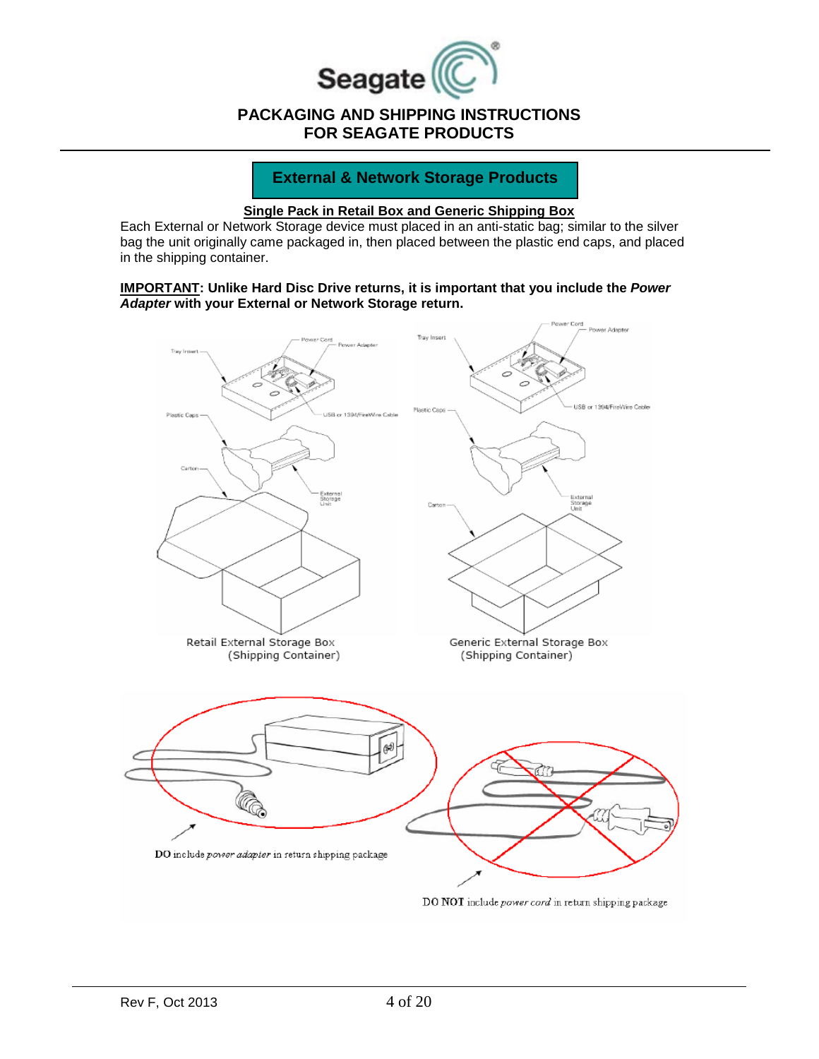# PACKAGING AND SHIPPING INSTRUCTIONS FOR SEAGATE PRODUCTS

## External & Network Storage Products

### Single Pack in Retail Box and Generic Shipping Box

Each External or Network Storage device must placed in an anti-static bag; similar to the silver bag the unit originally came packaged in, then placed between the plastic end caps, and placed in the shipping container.

**IMPORTANT: Unlike Hard Disc Drive returns, it is important that you include the *Power Adapter* with your External or Network Storage return.**

Retail External Storage Box (Shipping Container)

Generic External Storage Box (Shipping Container)

DO include *power adapter* in return shipping package

DO NOT include *power cord* in return shipping package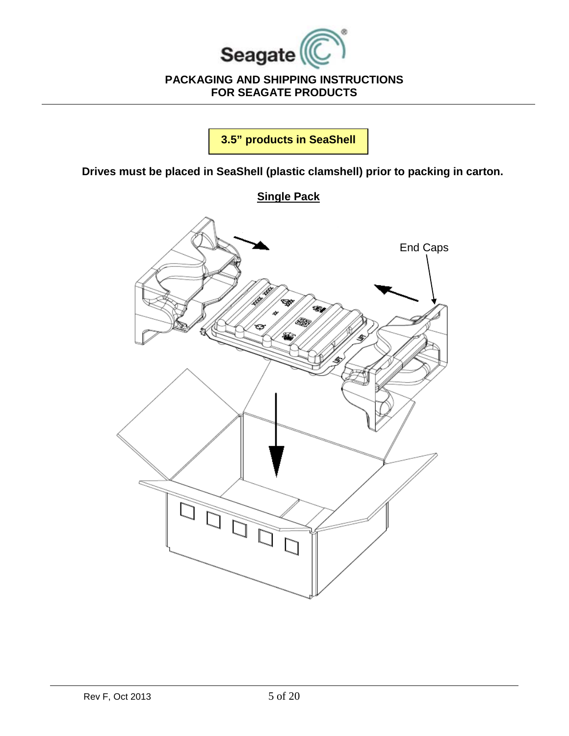## 3.5" products in SeaShell

**Drives must be placed in SeaShell (plastic clamshell) prior to packing in carton.**

**Single Pack**

End Caps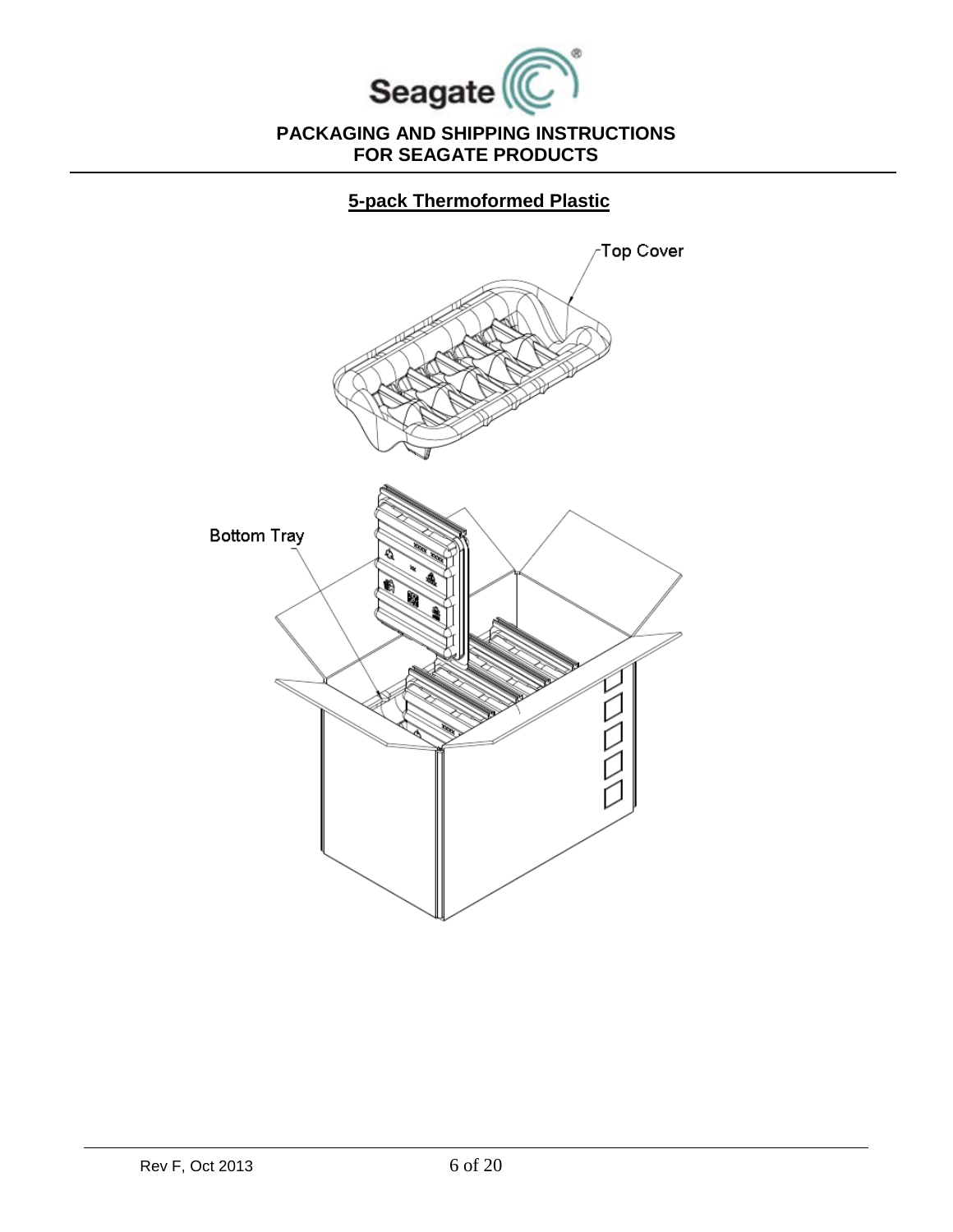## 5-pack Thermoformed Plastic

Top Cover

Bottom Tray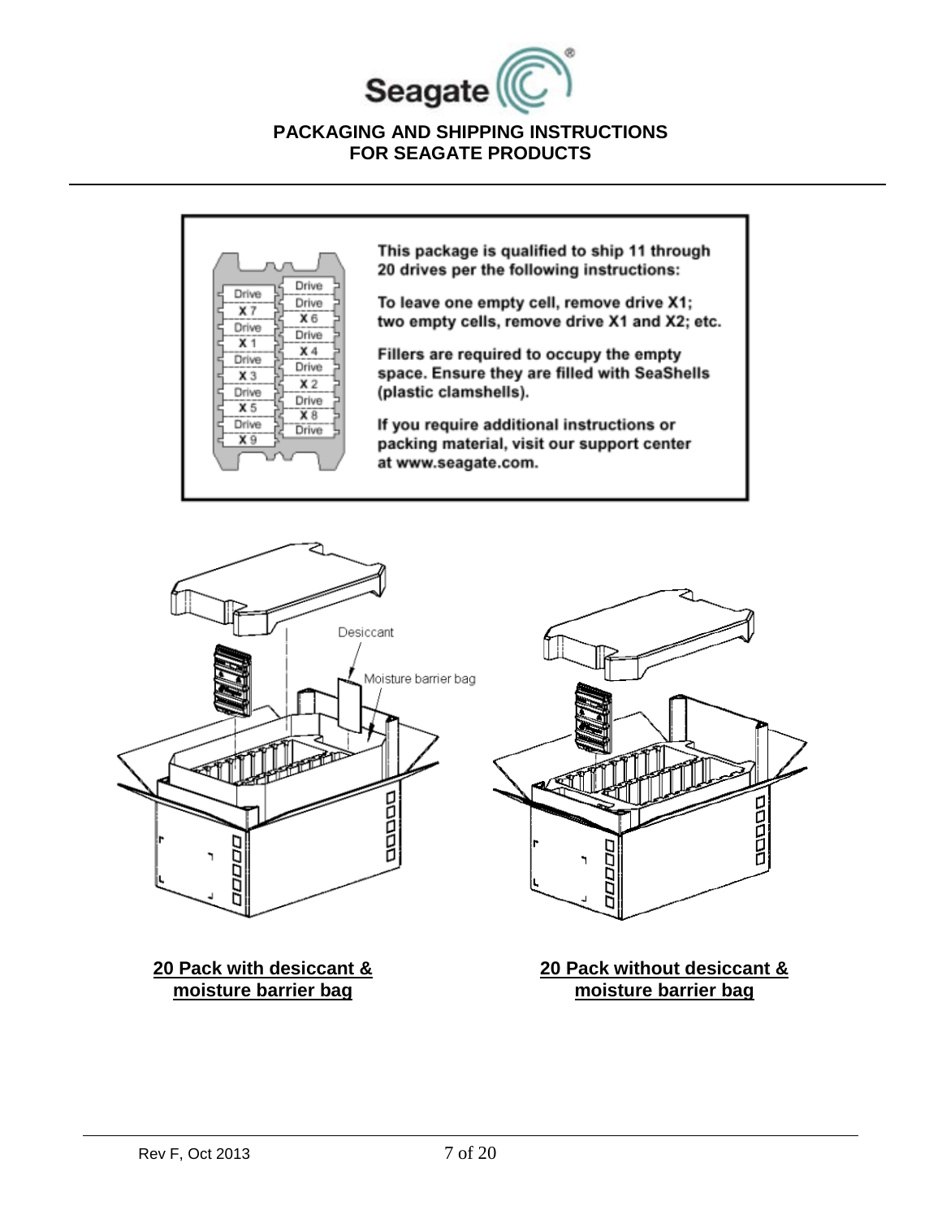This package is qualified to ship 11 through 20 drives per the following instructions:

To leave one empty cell, remove drive X1; two empty cells, remove drive X1 and X2; etc.

Fillers are required to occupy the empty space. Ensure they are filled with SeaShells (plastic clamshells).

If you require additional instructions or packing material, visit our support center at www.seagate.com.

**20 Pack with desiccant & moisture barrier bag**

**20 Pack without desiccant & moisture barrier bag**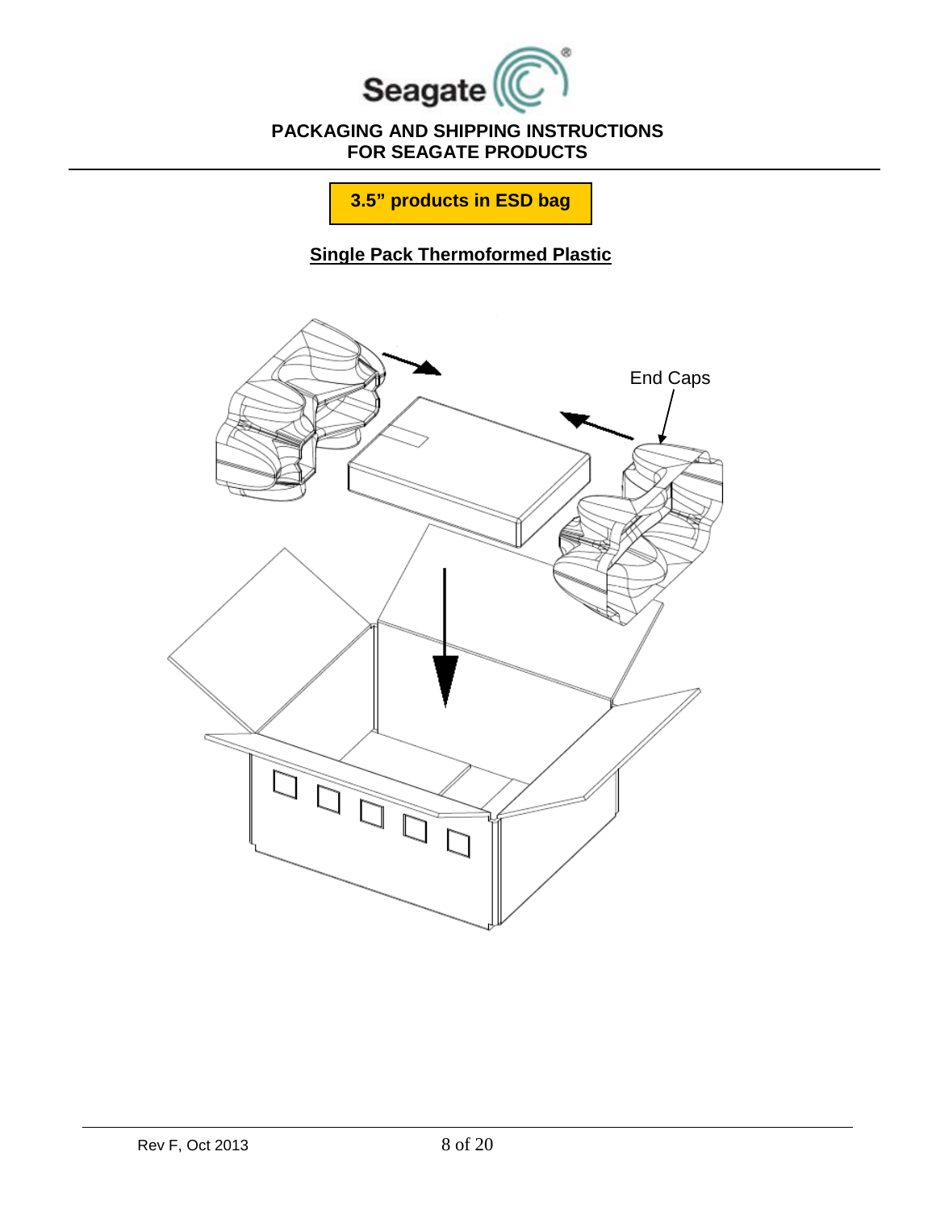**3.5" products in ESD bag**

**Single Pack Thermoformed Plastic**

End Caps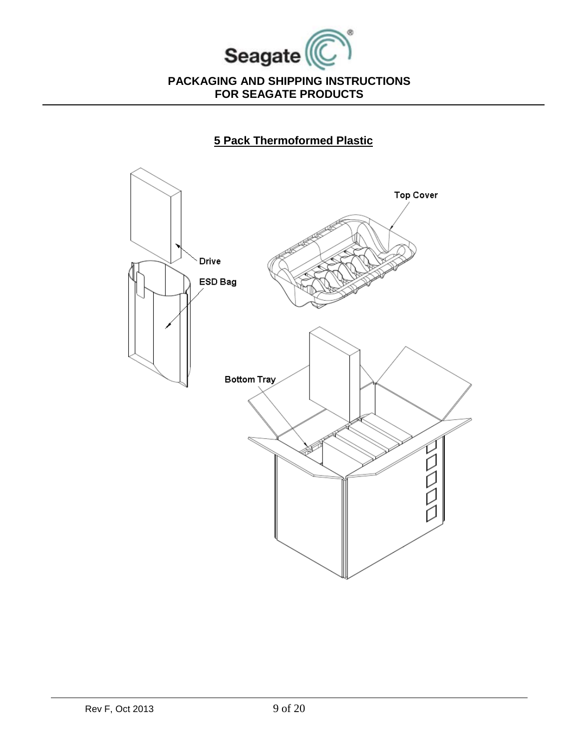## 5 Pack Thermoformed Plastic

Top Cover

Drive

ESD Bag

Bottom Tray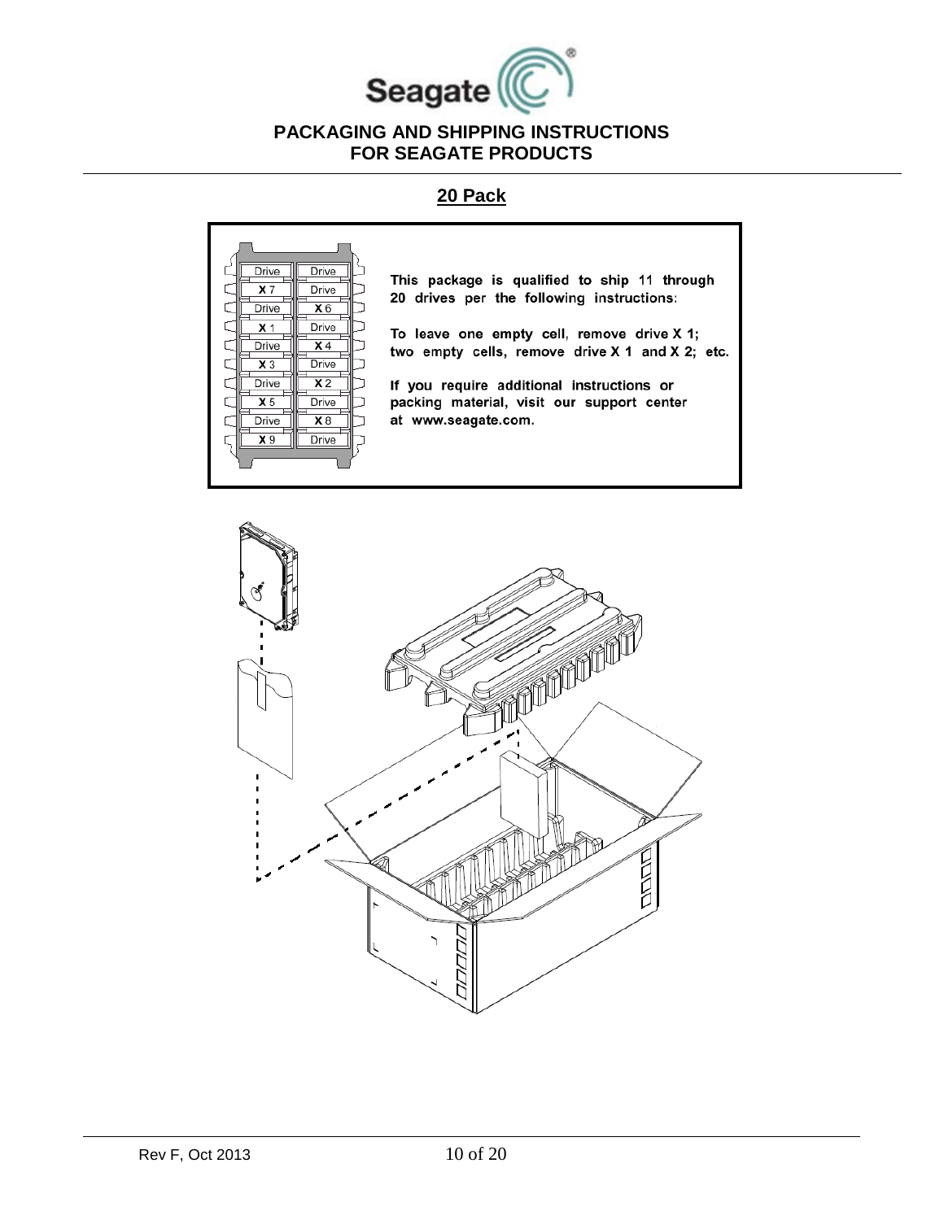# PACKAGING AND SHIPPING INSTRUCTIONS FOR SEAGATE PRODUCTS

## 20 Pack

This package is qualified to ship 11 through 20 drives per the following instructions:

To leave one empty cell, remove drive X 1; two empty cells, remove drive X 1 and X 2; etc.

If you require additional instructions or packing material, visit our support center at www.seagate.com.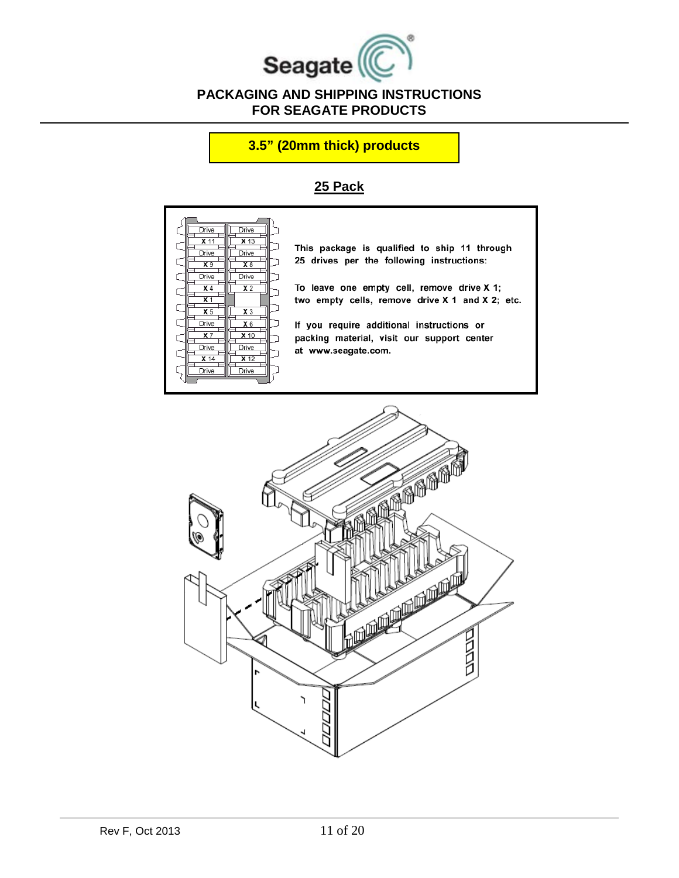# PACKAGING AND SHIPPING INSTRUCTIONS FOR SEAGATE PRODUCTS

## 3.5" (20mm thick) products

### 25 Pack

This package is qualified to ship 11 through 25 drives per the following instructions:

To leave one empty cell, remove drive X 1; two empty cells, remove drive X 1 and X 2; etc.

If you require additional instructions or packing material, visit our support center at www.seagate.com.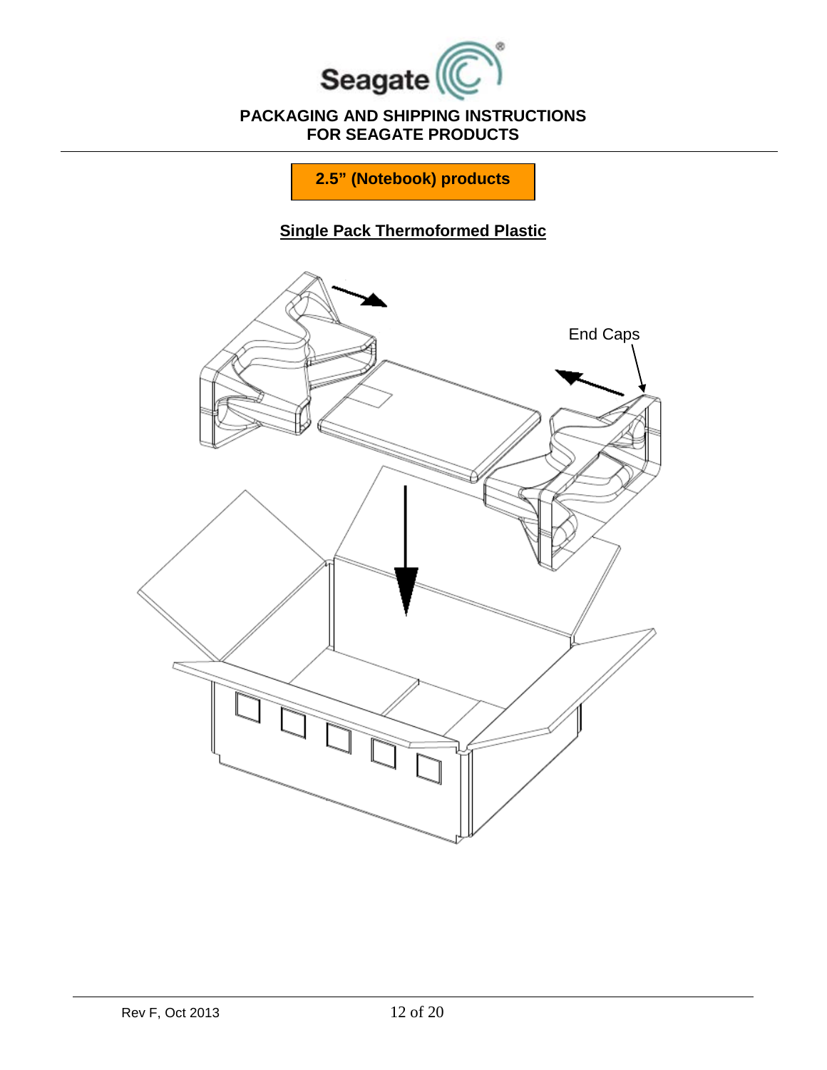# PACKAGING AND SHIPPING INSTRUCTIONS FOR SEAGATE PRODUCTS

**2.5" (Notebook) products**

## Single Pack Thermoformed Plastic

End Caps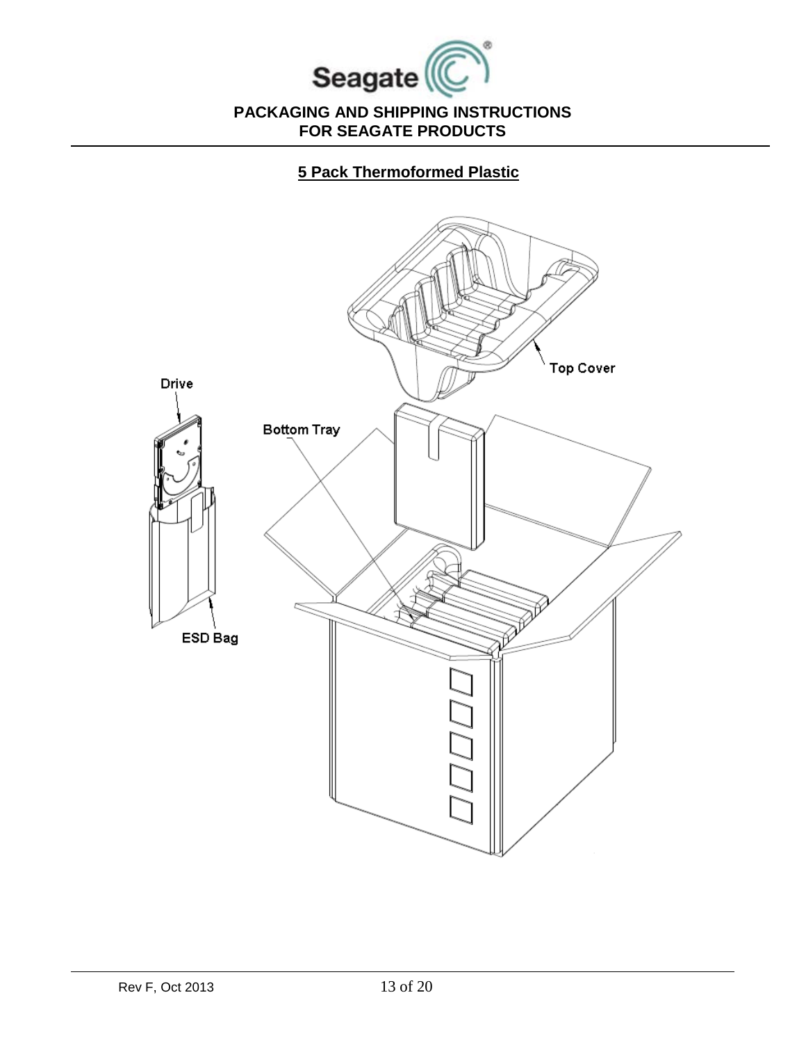## 5 Pack Thermoformed Plastic

Top Cover

Drive

Bottom Tray

ESD Bag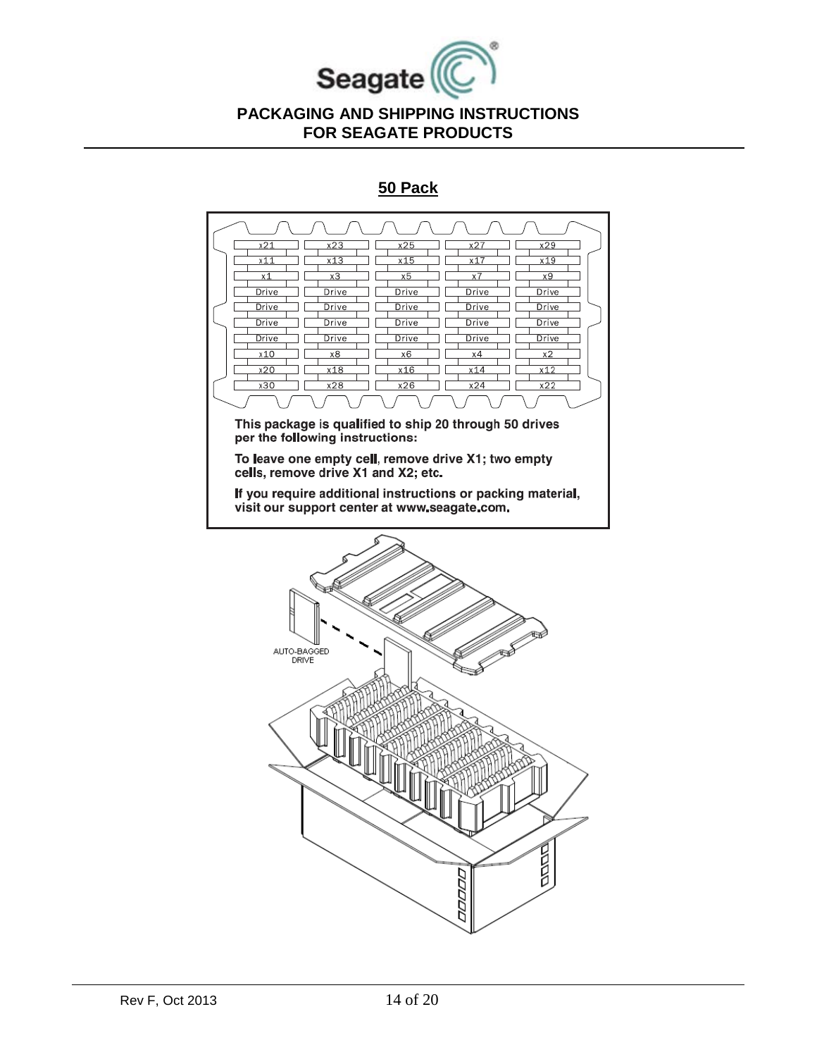# PACKAGING AND SHIPPING INSTRUCTIONS FOR SEAGATE PRODUCTS

## 50 Pack

| x21 | x23 | x25 | x27 | x29 |
|---|---|---|---|---|
| x11 | x13 | x15 | x17 | x19 |
| x1 | x3 | x5 | x7 | x9 |
| Drive | Drive | Drive | Drive | Drive |
| Drive | Drive | Drive | Drive | Drive |
| Drive | Drive | Drive | Drive | Drive |
| Drive | Drive | Drive | Drive | Drive |
| x10 | x8 | x6 | x4 | x2 |
| x20 | x18 | x16 | x14 | x12 |
| x30 | x28 | x26 | x24 | x22 |

**This package is qualified to ship 20 through 50 drives per the following instructions:**

**To leave one empty cell, remove drive X1; two empty cells, remove drive X1 and X2; etc.**

**If you require additional instructions or packing material, visit our support center at www.seagate.com.**

AUTO-BAGGED DRIVE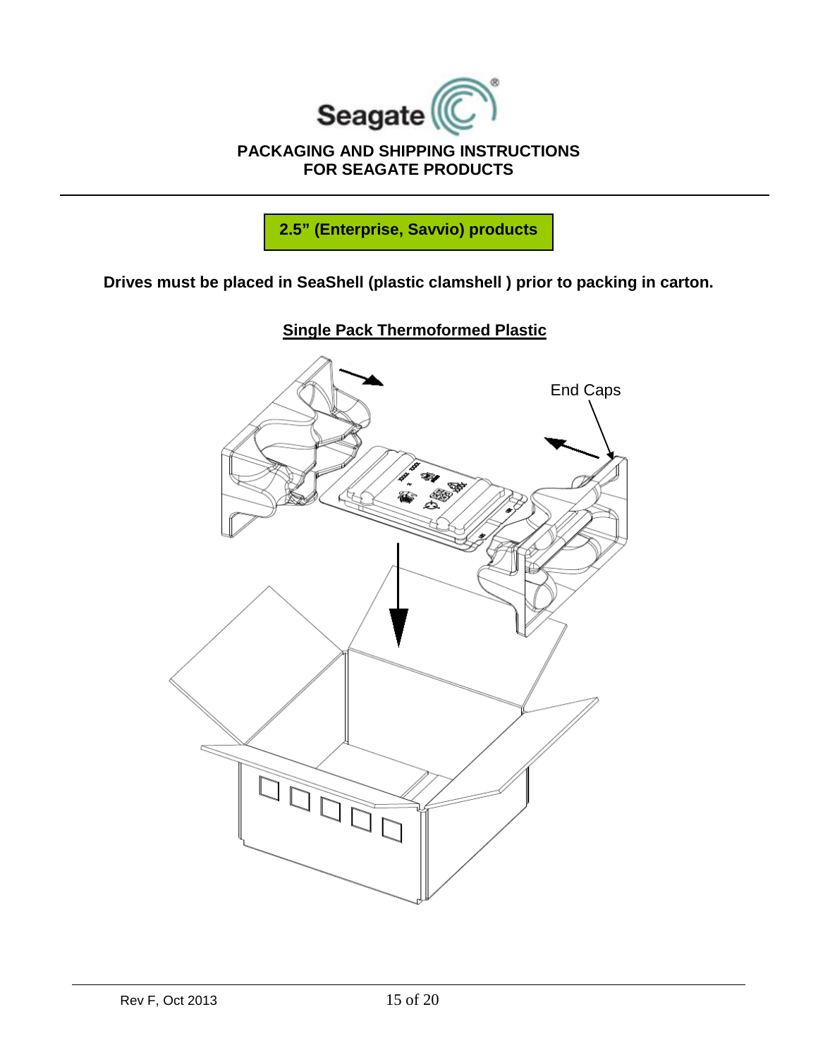**PACKAGING AND SHIPPING INSTRUCTIONS FOR SEAGATE PRODUCTS**

**2.5" (Enterprise, Savvio) products**

**Drives must be placed in SeaShell (plastic clamshell ) prior to packing in carton.**

**<u>Single Pack Thermoformed Plastic</u>**

End Caps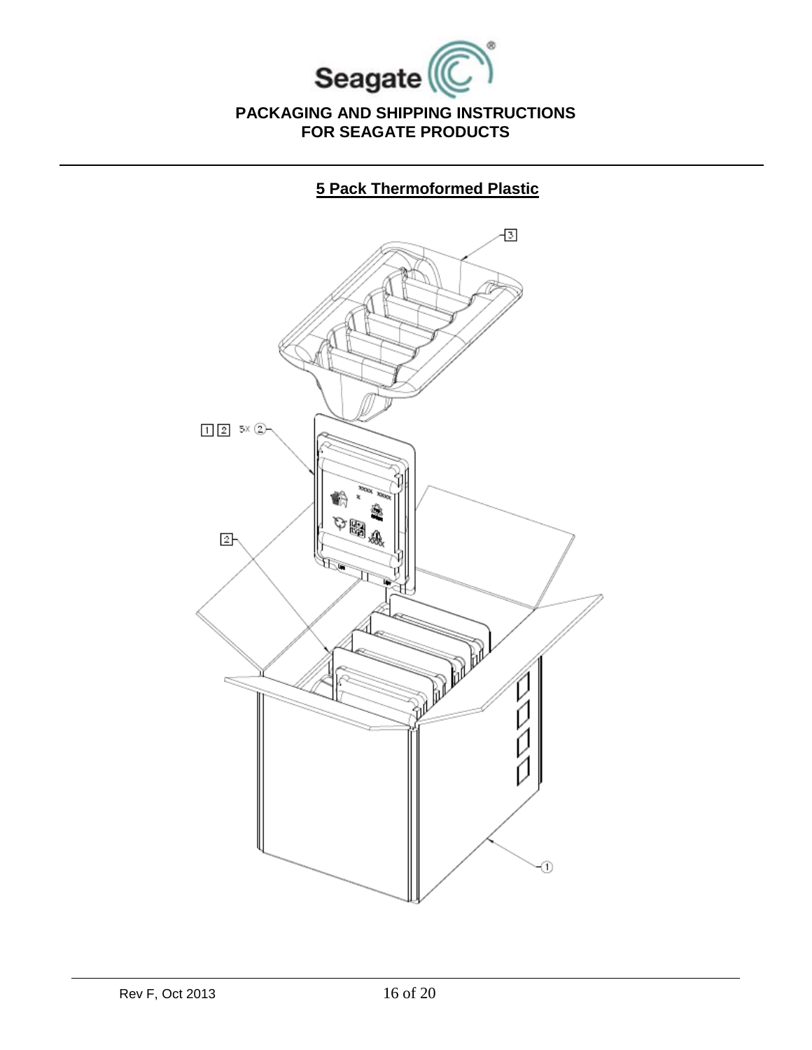# PACKAGING AND SHIPPING INSTRUCTIONS FOR SEAGATE PRODUCTS

## 5 Pack Thermoformed Plastic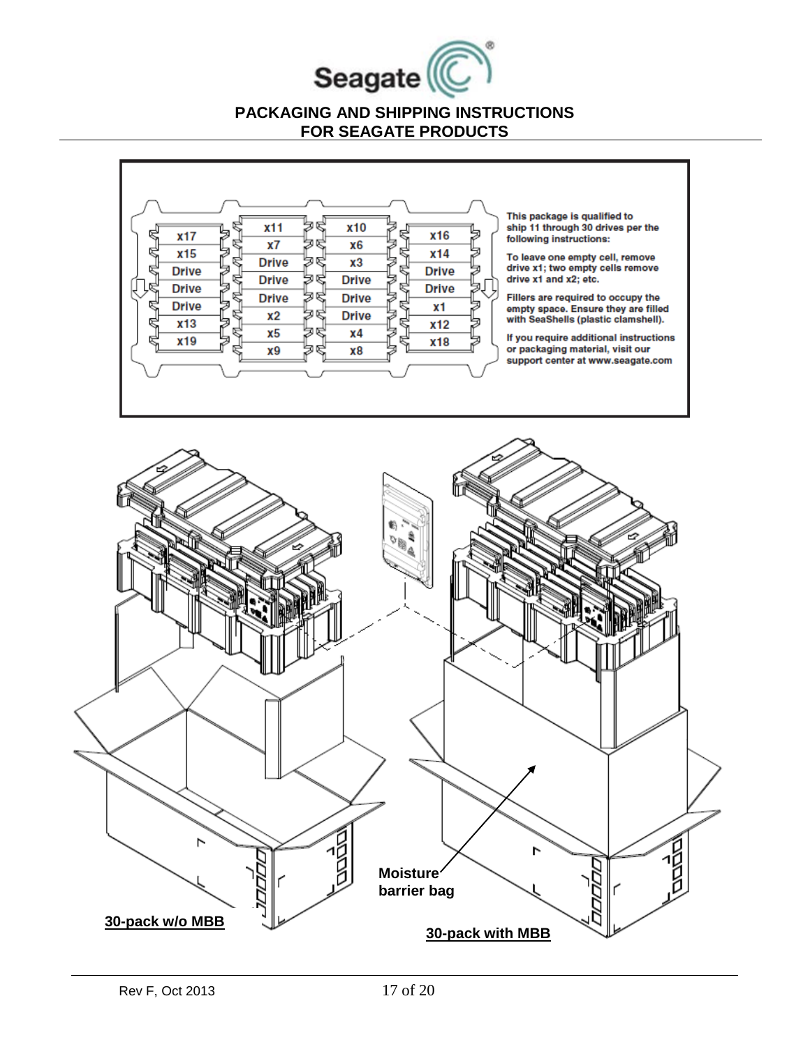# PACKAGING AND SHIPPING INSTRUCTIONS FOR SEAGATE PRODUCTS

| | | | |
|---|---|---|---|
| x17 | x11 | x10 | x16 |
| x15 | x7 | x6 | x14 |
| Drive | Drive | x3 | Drive |
| Drive | Drive | Drive | Drive |
| Drive | Drive | Drive | x1 |
| x13 | x2 | Drive | x12 |
| x19 | x5 | x4 | x18 |
| | x9 | x8 | |

This package is qualified to ship 11 through 30 drives per the following instructions:

To leave one empty cell, remove drive x1; two empty cells remove drive x1 and x2; etc.

Fillers are required to occupy the empty space. Ensure they are filled with SeaShells (plastic clamshell).

If you require additional instructions or packaging material, visit our support center at www.seagate.com

Moisture barrier bag

**30-pack w/o MBB**

**30-pack with MBB**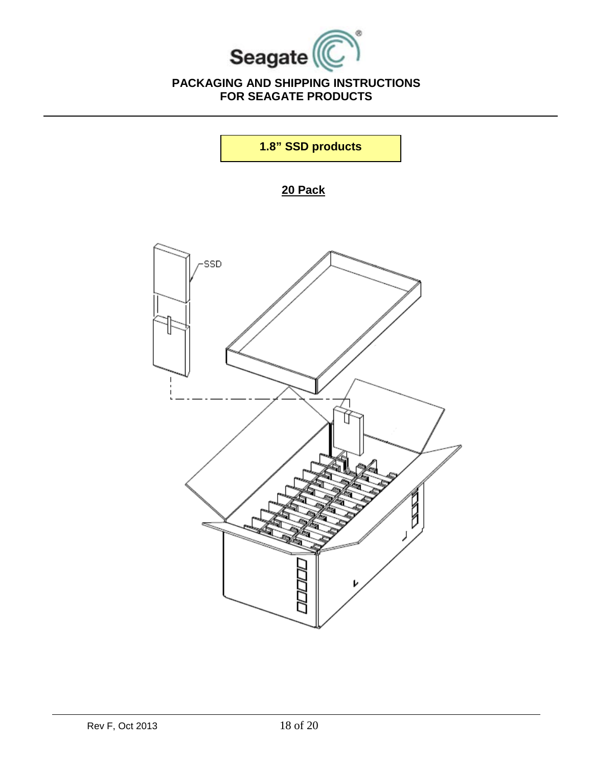# PACKAGING AND SHIPPING INSTRUCTIONS FOR SEAGATE PRODUCTS

**1.8" SSD products**

## 20 Pack

SSD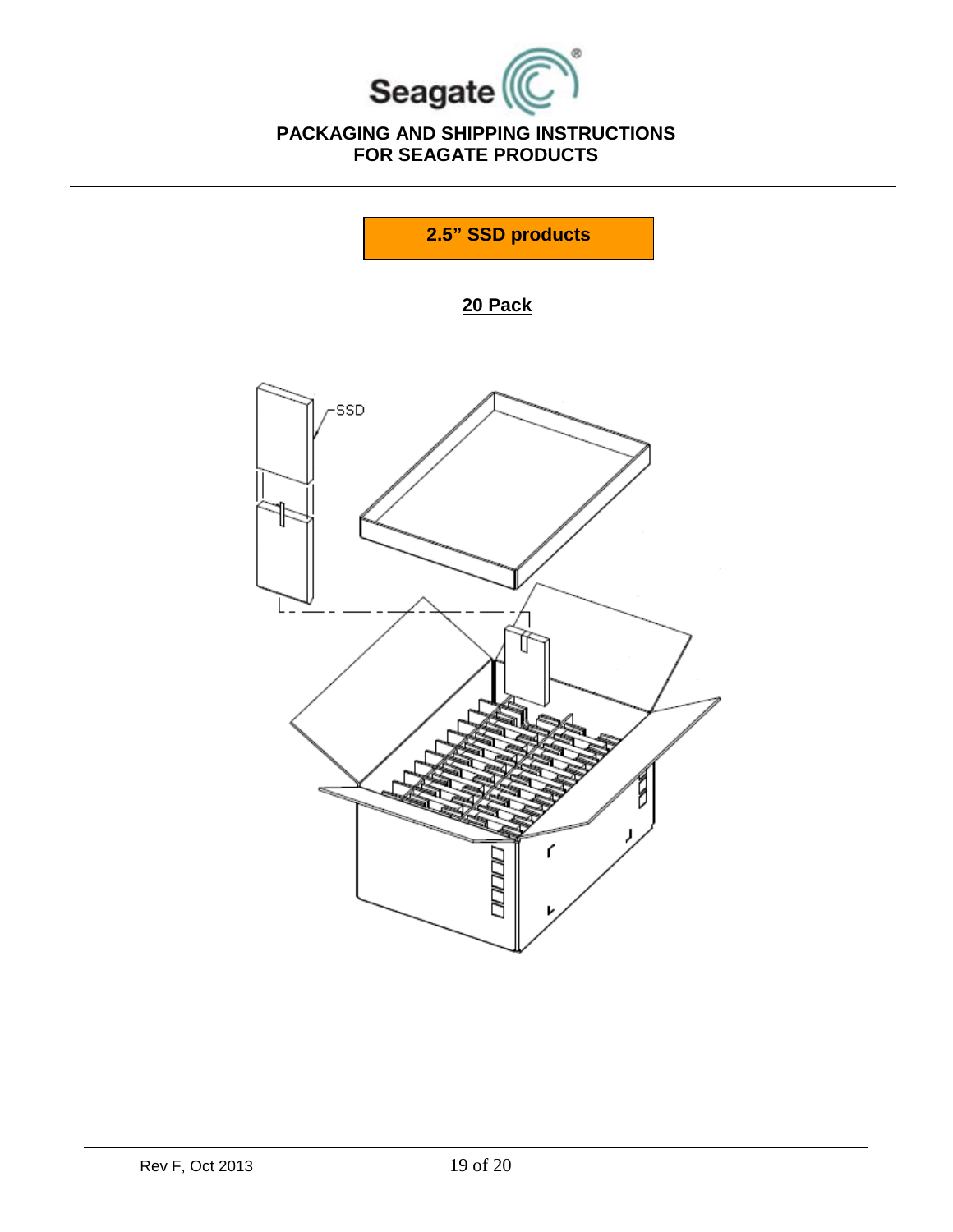## 2.5" SSD products

**20 Pack**

SSD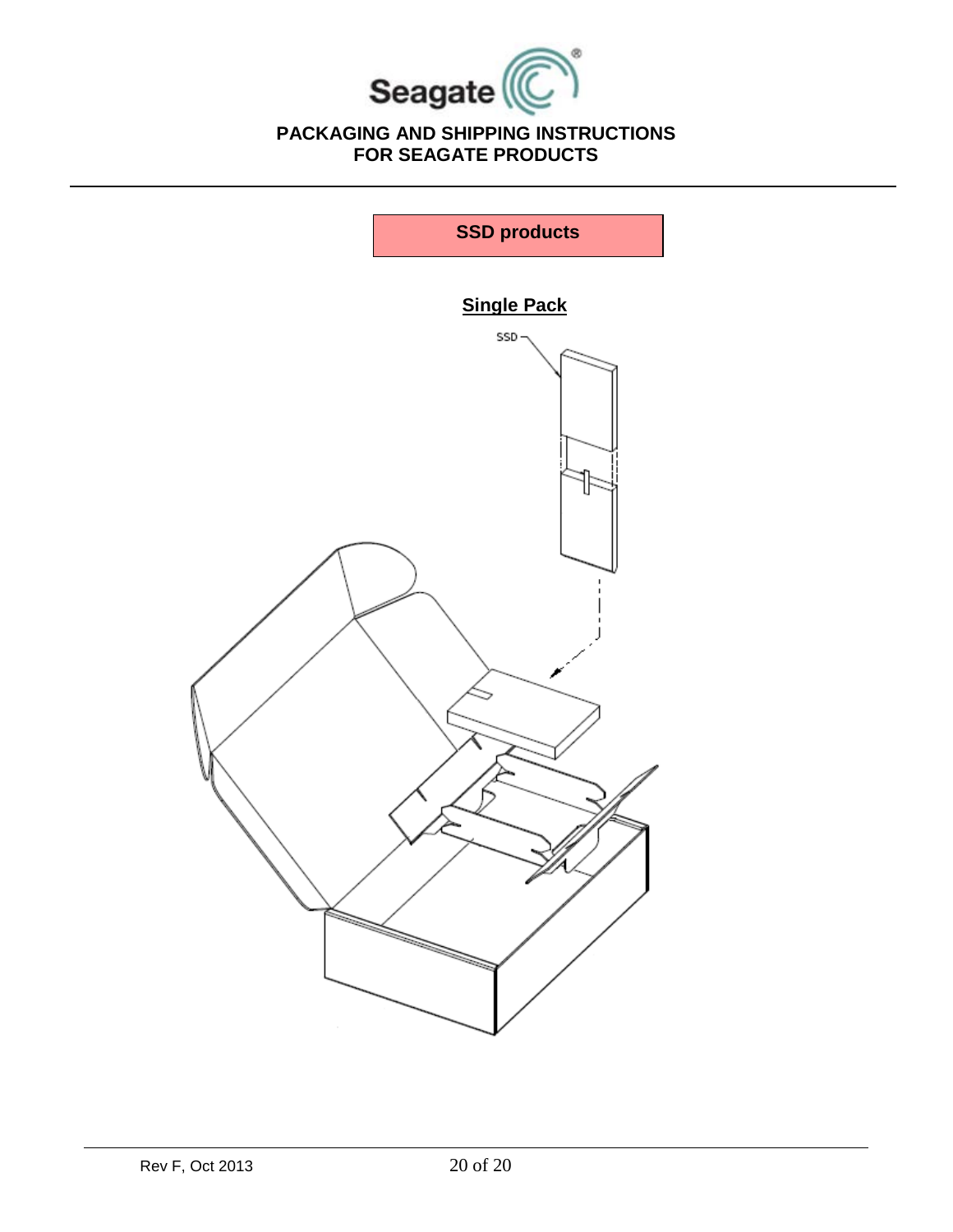**SSD products**

**Single Pack**

SSD